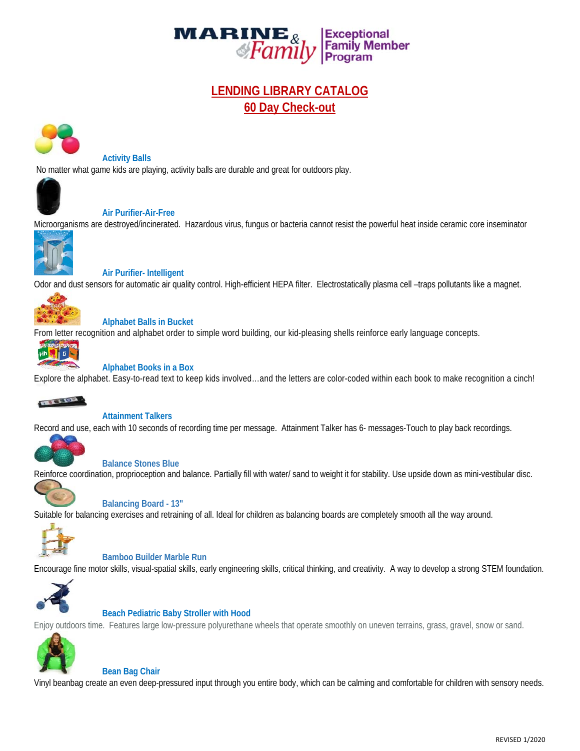MARINE & Family | Exceptional Family Member Program

# LENDING LIBRARY CATALOG

## 60 Day Check-out

### Activity Balls

No matter what game kids are playing, activity balls are durable and great for outdoors play.

### Air Purifier-Air-Free

Microorganisms are destroyed/incinerated. Hazardous virus, fungus or bacteria cannot resist the powerful heat inside ceramic core inseminator

### Air Purifier- Intelligent

Odor and dust sensors for automatic air quality control. High-efficient HEPA filter. Electrostatically plasma cell –traps pollutants like a magnet.

### Alphabet Balls in Bucket

From letter recognition and alphabet order to simple word building, our kid-pleasing shells reinforce early language concepts.

### Alphabet Books in a Box

Explore the alphabet. Easy-to-read text to keep kids involved…and the letters are color-coded within each book to make recognition a cinch!

### Attainment Talkers

Record and use, each with 10 seconds of recording time per message. Attainment Talker has 6- messages-Touch to play back recordings.

### Balance Stones Blue

Reinforce coordination, proprioception and balance. Partially fill with water/ sand to weight it for stability. Use upside down as mini-vestibular disc.

### Balancing Board - 13"

Suitable for balancing exercises and retraining of all. Ideal for children as balancing boards are completely smooth all the way around.

### Bamboo Builder Marble Run

Encourage fine motor skills, visual-spatial skills, early engineering skills, critical thinking, and creativity. A way to develop a strong STEM foundation.

### Beach Pediatric Baby Stroller with Hood

Enjoy outdoors time. Features large low-pressure polyurethane wheels that operate smoothly on uneven terrains, grass, gravel, snow or sand.

### Bean Bag Chair

Vinyl beanbag create an even deep-pressured input through you entire body, which can be calming and comfortable for children with sensory needs.

REVISED 1/2020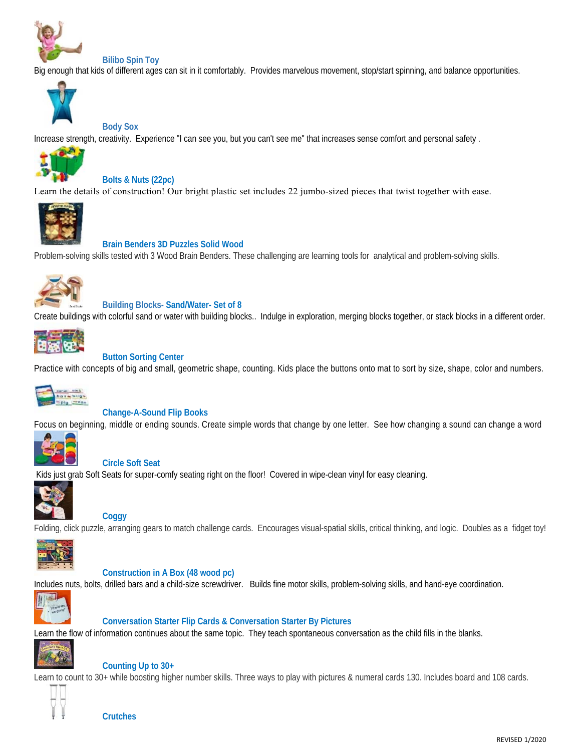### Bilibo Spin Toy

Big enough that kids of different ages can sit in it comfortably. Provides marvelous movement, stop/start spinning, and balance opportunities.

### Body Sox

Increase strength, creativity. Experience "I can see you, but you can't see me" that increases sense comfort and personal safety .

### Bolts & Nuts (22pc)

Learn the details of construction! Our bright plastic set includes 22 jumbo-sized pieces that twist together with ease.

### Brain Benders 3D Puzzles Solid Wood

Problem-solving skills tested with 3 Wood Brain Benders. These challenging are learning tools for analytical and problem-solving skills.

### Building Blocks- Sand/Water- Set of 8

Create buildings with colorful sand or water with building blocks.. Indulge in exploration, merging blocks together, or stack blocks in a different order.

### Button Sorting Center

Practice with concepts of big and small, geometric shape, counting. Kids place the buttons onto mat to sort by size, shape, color and numbers.

### Change-A-Sound Flip Books

Focus on beginning, middle or ending sounds. Create simple words that change by one letter. See how changing a sound can change a word

### Circle Soft Seat

Kids just grab Soft Seats for super-comfy seating right on the floor! Covered in wipe-clean vinyl for easy cleaning.

### Coggy

Folding, click puzzle, arranging gears to match challenge cards. Encourages visual-spatial skills, critical thinking, and logic. Doubles as a fidget toy!

### Construction in A Box (48 wood pc)

Includes nuts, bolts, drilled bars and a child-size screwdriver. Builds fine motor skills, problem-solving skills, and hand-eye coordination.

### Conversation Starter Flip Cards & Conversation Starter By Pictures

Learn the flow of information continues about the same topic. They teach spontaneous conversation as the child fills in the blanks.

### Counting Up to 30+

Learn to count to 30+ while boosting higher number skills. Three ways to play with pictures & numeral cards 130. Includes board and 108 cards.

### Crutches

REVISED 1/2020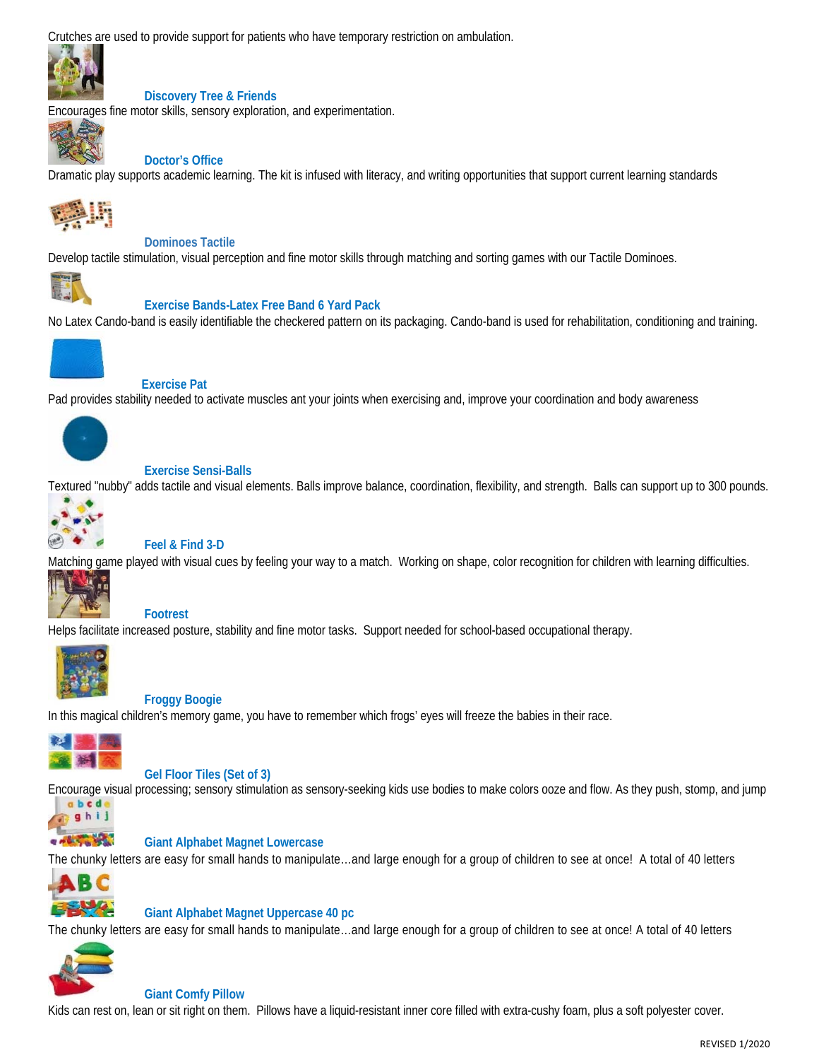Crutches are used to provide support for patients who have temporary restriction on ambulation.

**Discovery Tree & Friends**

Encourages fine motor skills, sensory exploration, and experimentation.

**Doctor's Office**

Dramatic play supports academic learning. The kit is infused with literacy, and writing opportunities that support current learning standards

**Dominoes Tactile**

Develop tactile stimulation, visual perception and fine motor skills through matching and sorting games with our Tactile Dominoes.

**Exercise Bands-Latex Free Band 6 Yard Pack**

No Latex Cando-band is easily identifiable the checkered pattern on its packaging. Cando-band is used for rehabilitation, conditioning and training.

**Exercise Pat**

Pad provides stability needed to activate muscles ant your joints when exercising and, improve your coordination and body awareness

**Exercise Sensi-Balls**

Textured "nubby" adds tactile and visual elements. Balls improve balance, coordination, flexibility, and strength. Balls can support up to 300 pounds.

**Feel & Find 3-D**

Matching game played with visual cues by feeling your way to a match. Working on shape, color recognition for children with learning difficulties.

**Footrest**

Helps facilitate increased posture, stability and fine motor tasks. Support needed for school-based occupational therapy.

**Froggy Boogie**

In this magical children's memory game, you have to remember which frogs' eyes will freeze the babies in their race.

**Gel Floor Tiles (Set of 3)**

Encourage visual processing; sensory stimulation as sensory-seeking kids use bodies to make colors ooze and flow. As they push, stomp, and jump

**Giant Alphabet Magnet Lowercase**

The chunky letters are easy for small hands to manipulate…and large enough for a group of children to see at once! A total of 40 letters

**Giant Alphabet Magnet Uppercase 40 pc**

The chunky letters are easy for small hands to manipulate…and large enough for a group of children to see at once! A total of 40 letters

**Giant Comfy Pillow**

Kids can rest on, lean or sit right on them. Pillows have a liquid-resistant inner core filled with extra-cushy foam, plus a soft polyester cover.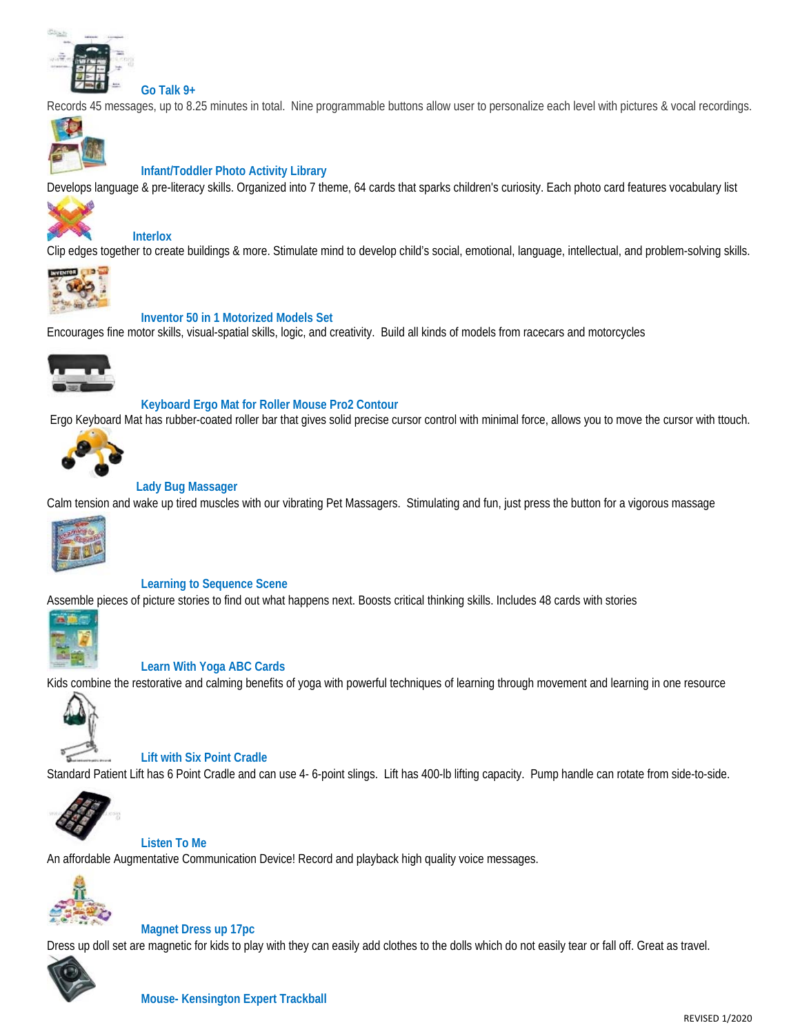### Go Talk 9+

Records 45 messages, up to 8.25 minutes in total. Nine programmable buttons allow user to personalize each level with pictures & vocal recordings.

### Infant/Toddler Photo Activity Library

Develops language & pre-literacy skills. Organized into 7 theme, 64 cards that sparks children's curiosity. Each photo card features vocabulary list

### Interlox

Clip edges together to create buildings & more. Stimulate mind to develop child's social, emotional, language, intellectual, and problem-solving skills.

### Inventor 50 in 1 Motorized Models Set

Encourages fine motor skills, visual-spatial skills, logic, and creativity. Build all kinds of models from racecars and motorcycles

### Keyboard Ergo Mat for Roller Mouse Pro2 Contour

Ergo Keyboard Mat has rubber-coated roller bar that gives solid precise cursor control with minimal force, allows you to move the cursor with ttouch.

### Lady Bug Massager

Calm tension and wake up tired muscles with our vibrating Pet Massagers. Stimulating and fun, just press the button for a vigorous massage

### Learning to Sequence Scene

Assemble pieces of picture stories to find out what happens next. Boosts critical thinking skills. Includes 48 cards with stories

### Learn With Yoga ABC Cards

Kids combine the restorative and calming benefits of yoga with powerful techniques of learning through movement and learning in one resource

### Lift with Six Point Cradle

Standard Patient Lift has 6 Point Cradle and can use 4- 6-point slings. Lift has 400-lb lifting capacity. Pump handle can rotate from side-to-side.

### Listen To Me

An affordable Augmentative Communication Device! Record and playback high quality voice messages.

### Magnet Dress up 17pc

Dress up doll set are magnetic for kids to play with they can easily add clothes to the dolls which do not easily tear or fall off. Great as travel.

### Mouse- Kensington Expert Trackball

REVISED 1/2020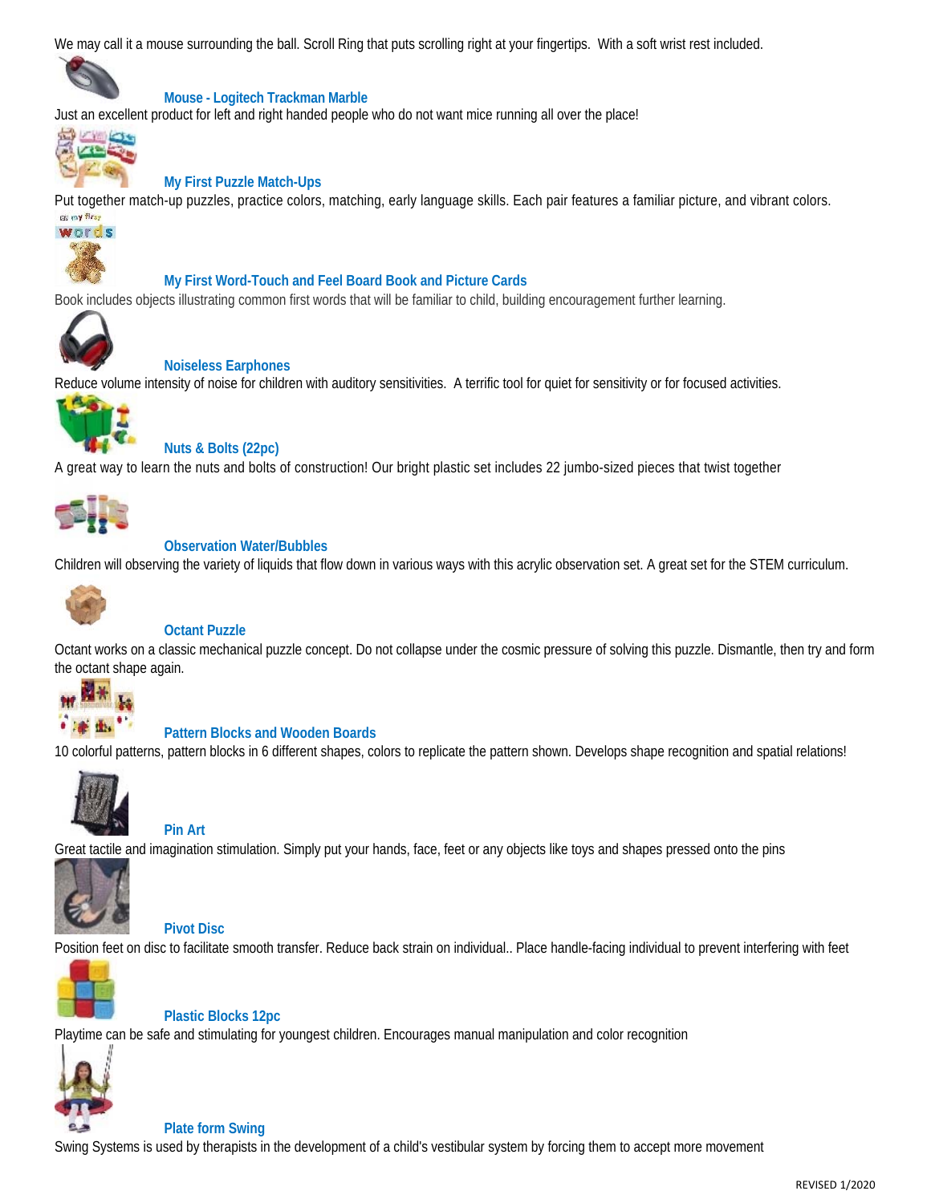We may call it a mouse surrounding the ball. Scroll Ring that puts scrolling right at your fingertips. With a soft wrist rest included.

**Mouse - Logitech Trackman Marble**

Just an excellent product for left and right handed people who do not want mice running all over the place!

**My First Puzzle Match-Ups**

Put together match-up puzzles, practice colors, matching, early language skills. Each pair features a familiar picture, and vibrant colors.

**My First Word-Touch and Feel Board Book and Picture Cards**

Book includes objects illustrating common first words that will be familiar to child, building encouragement further learning.

**Noiseless Earphones**

Reduce volume intensity of noise for children with auditory sensitivities. A terrific tool for quiet for sensitivity or for focused activities.

**Nuts & Bolts (22pc)**

A great way to learn the nuts and bolts of construction! Our bright plastic set includes 22 jumbo-sized pieces that twist together

**Observation Water/Bubbles**

Children will observing the variety of liquids that flow down in various ways with this acrylic observation set. A great set for the STEM curriculum.

**Octant Puzzle**

Octant works on a classic mechanical puzzle concept. Do not collapse under the cosmic pressure of solving this puzzle. Dismantle, then try and form the octant shape again.

**Pattern Blocks and Wooden Boards**

10 colorful patterns, pattern blocks in 6 different shapes, colors to replicate the pattern shown. Develops shape recognition and spatial relations!

**Pin Art**

Great tactile and imagination stimulation. Simply put your hands, face, feet or any objects like toys and shapes pressed onto the pins

**Pivot Disc**

Position feet on disc to facilitate smooth transfer. Reduce back strain on individual.. Place handle-facing individual to prevent interfering with feet

**Plastic Blocks 12pc**

Playtime can be safe and stimulating for youngest children. Encourages manual manipulation and color recognition

**Plate form Swing**

Swing Systems is used by therapists in the development of a child's vestibular system by forcing them to accept more movement

REVISED 1/2020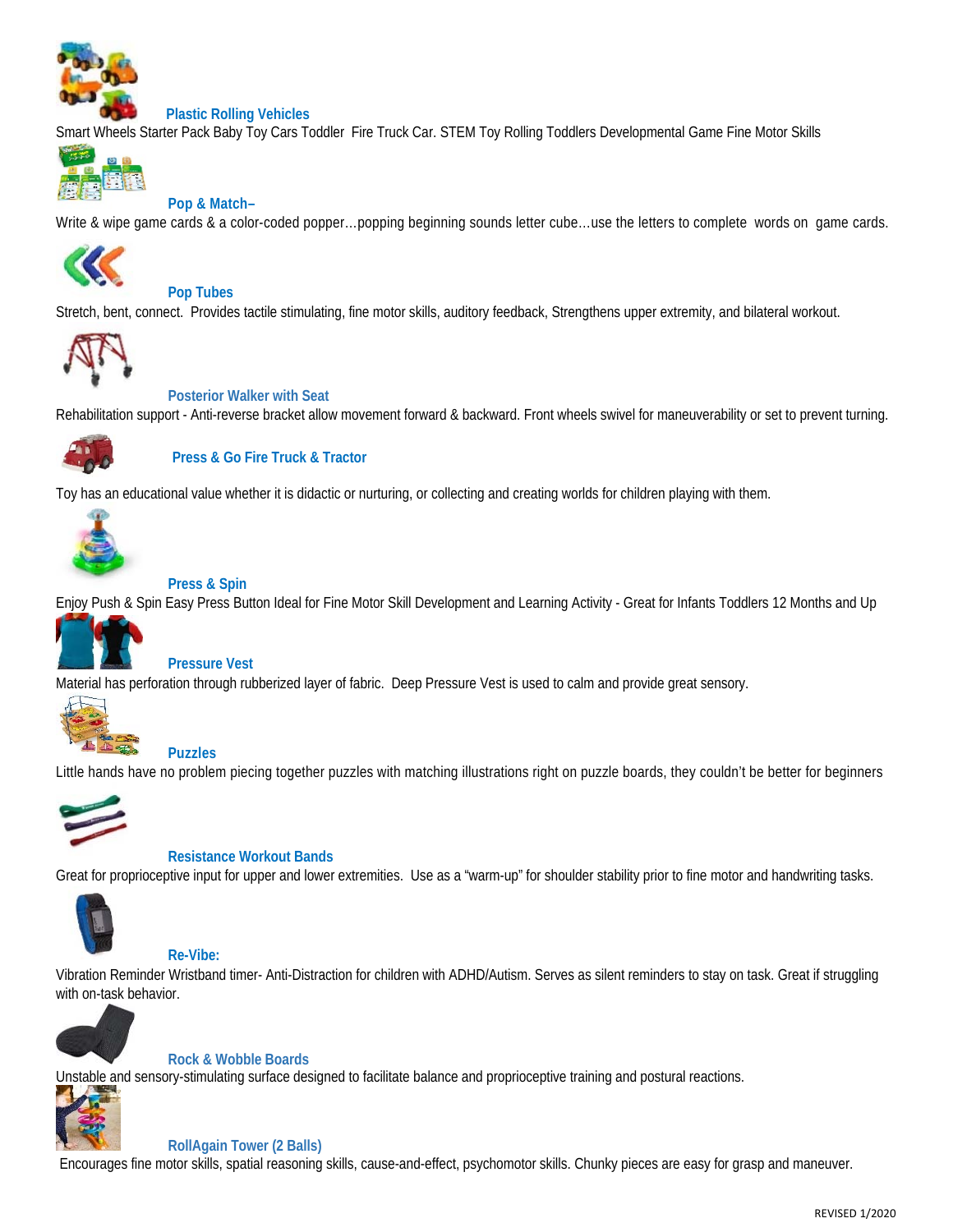### Plastic Rolling Vehicles

Smart Wheels Starter Pack Baby Toy Cars Toddler  Fire Truck Car. STEM Toy Rolling Toddlers Developmental Game Fine Motor Skills

### Pop & Match–

Write & wipe game cards & a color-coded popper…popping beginning sounds letter cube…use the letters to complete  words on  game cards.

### Pop Tubes

Stretch, bent, connect.  Provides tactile stimulating, fine motor skills, auditory feedback, Strengthens upper extremity, and bilateral workout.

### Posterior Walker with Seat

Rehabilitation support - Anti-reverse bracket allow movement forward & backward. Front wheels swivel for maneuverability or set to prevent turning.

### Press & Go Fire Truck & Tractor

Toy has an educational value whether it is didactic or nurturing, or collecting and creating worlds for children playing with them.

### Press & Spin

Enjoy Push & Spin Easy Press Button Ideal for Fine Motor Skill Development and Learning Activity - Great for Infants Toddlers 12 Months and Up

### Pressure Vest

Material has perforation through rubberized layer of fabric.  Deep Pressure Vest is used to calm and provide great sensory.

### Puzzles

Little hands have no problem piecing together puzzles with matching illustrations right on puzzle boards, they couldn't be better for beginners

### Resistance Workout Bands

Great for proprioceptive input for upper and lower extremities.  Use as a "warm-up" for shoulder stability prior to fine motor and handwriting tasks.

### Re-Vibe:

Vibration Reminder Wristband timer- Anti-Distraction for children with ADHD/Autism. Serves as silent reminders to stay on task. Great if struggling with on-task behavior.

### Rock & Wobble Boards

Unstable and sensory-stimulating surface designed to facilitate balance and proprioceptive training and postural reactions.

### RollAgain Tower (2 Balls)

Encourages fine motor skills, spatial reasoning skills, cause-and-effect, psychomotor skills. Chunky pieces are easy for grasp and maneuver.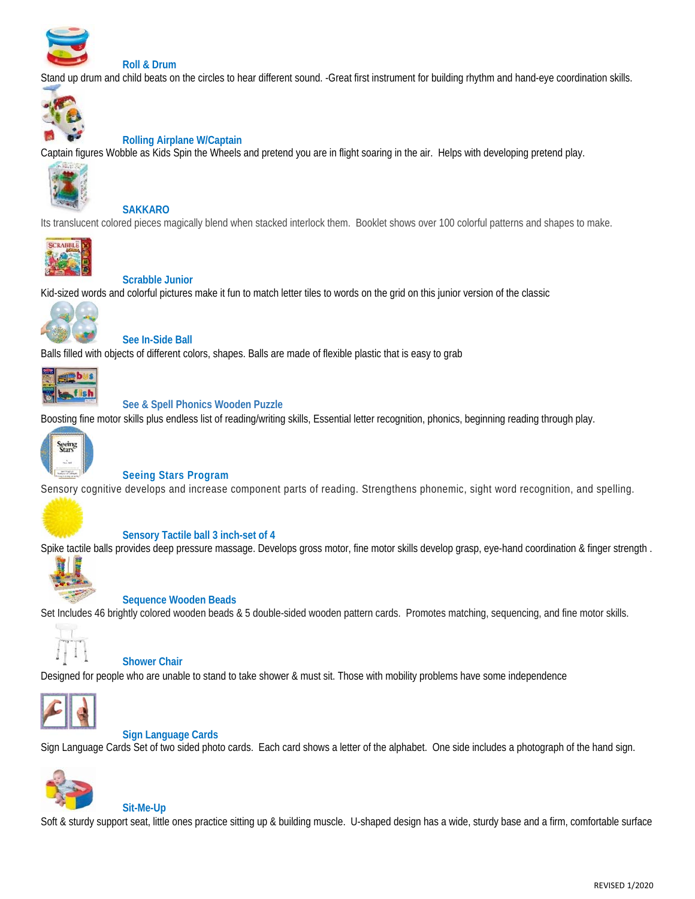### Roll & Drum

Stand up drum and child beats on the circles to hear different sound. -Great first instrument for building rhythm and hand-eye coordination skills.

### Rolling Airplane W/Captain

Captain figures Wobble as Kids Spin the Wheels and pretend you are in flight soaring in the air. Helps with developing pretend play.

### SAKKARO

Its translucent colored pieces magically blend when stacked interlock them. Booklet shows over 100 colorful patterns and shapes to make.

### Scrabble Junior

Kid-sized words and colorful pictures make it fun to match letter tiles to words on the grid on this junior version of the classic

### See In-Side Ball

Balls filled with objects of different colors, shapes. Balls are made of flexible plastic that is easy to grab

### See & Spell Phonics Wooden Puzzle

Boosting fine motor skills plus endless list of reading/writing skills, Essential letter recognition, phonics, beginning reading through play.

### Seeing Stars Program

Sensory cognitive develops and increase component parts of reading. Strengthens phonemic, sight word recognition, and spelling.

### Sensory Tactile ball 3 inch-set of 4

Spike tactile balls provides deep pressure massage. Develops gross motor, fine motor skills develop grasp, eye-hand coordination & finger strength .

### Sequence Wooden Beads

Set Includes 46 brightly colored wooden beads & 5 double-sided wooden pattern cards. Promotes matching, sequencing, and fine motor skills.

### Shower Chair

Designed for people who are unable to stand to take shower & must sit. Those with mobility problems have some independence

### Sign Language Cards

Sign Language Cards Set of two sided photo cards. Each card shows a letter of the alphabet. One side includes a photograph of the hand sign.

### Sit-Me-Up

Soft & sturdy support seat, little ones practice sitting up & building muscle. U-shaped design has a wide, sturdy base and a firm, comfortable surface

REVISED 1/2020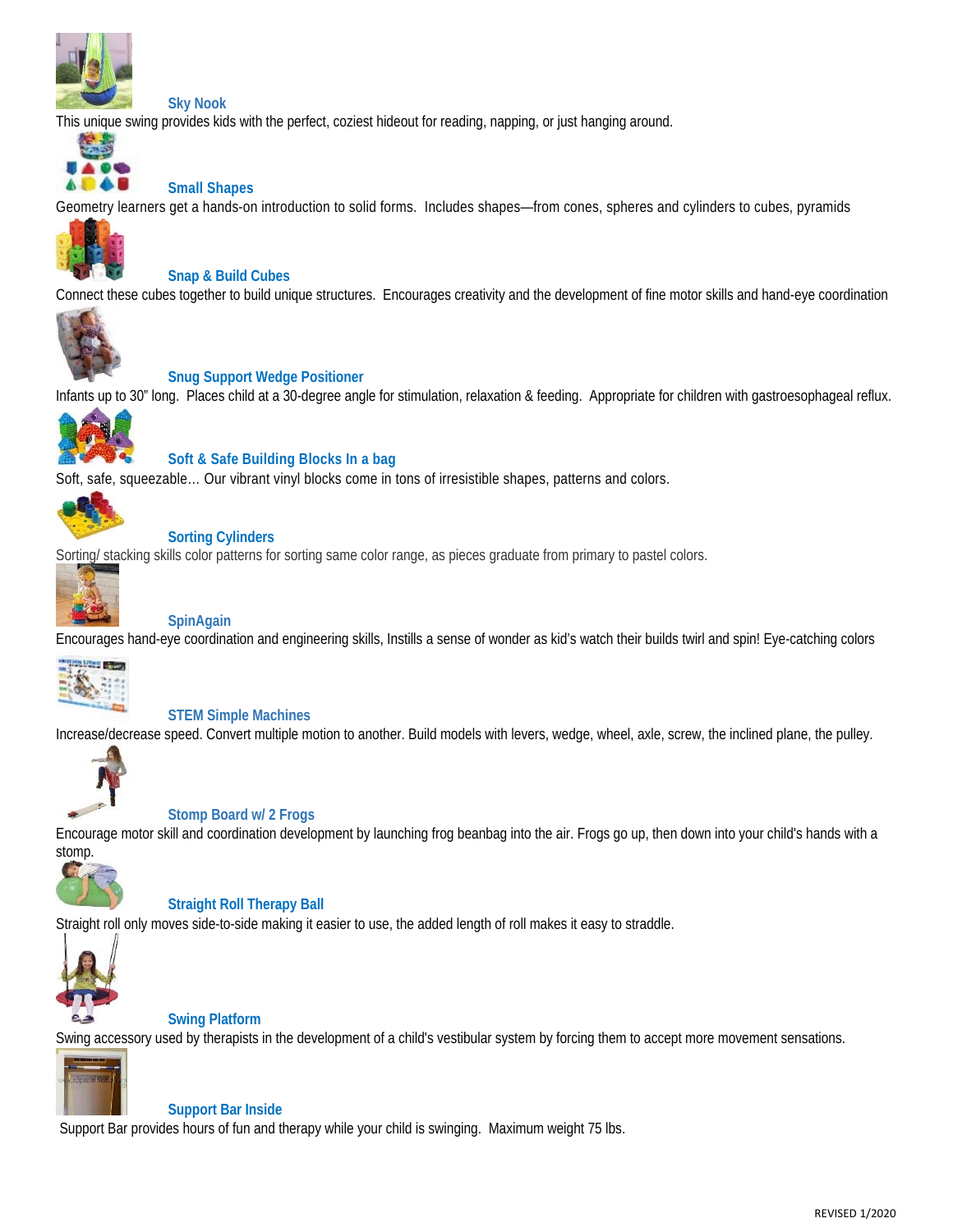### Sky Nook

This unique swing provides kids with the perfect, coziest hideout for reading, napping, or just hanging around.

### Small Shapes

Geometry learners get a hands-on introduction to solid forms. Includes shapes—from cones, spheres and cylinders to cubes, pyramids

### Snap & Build Cubes

Connect these cubes together to build unique structures. Encourages creativity and the development of fine motor skills and hand-eye coordination

### Snug Support Wedge Positioner

Infants up to 30" long. Places child at a 30-degree angle for stimulation, relaxation & feeding. Appropriate for children with gastroesophageal reflux.

### Soft & Safe Building Blocks In a bag

Soft, safe, squeezable… Our vibrant vinyl blocks come in tons of irresistible shapes, patterns and colors.

### Sorting Cylinders

Sorting/ stacking skills color patterns for sorting same color range, as pieces graduate from primary to pastel colors.

### SpinAgain

Encourages hand-eye coordination and engineering skills, Instills a sense of wonder as kid's watch their builds twirl and spin! Eye-catching colors

### STEM Simple Machines

Increase/decrease speed. Convert multiple motion to another. Build models with levers, wedge, wheel, axle, screw, the inclined plane, the pulley.

### Stomp Board w/ 2 Frogs

Encourage motor skill and coordination development by launching frog beanbag into the air. Frogs go up, then down into your child's hands with a stomp.

### Straight Roll Therapy Ball

Straight roll only moves side-to-side making it easier to use, the added length of roll makes it easy to straddle.

### Swing Platform

Swing accessory used by therapists in the development of a child's vestibular system by forcing them to accept more movement sensations.

### Support Bar Inside

Support Bar provides hours of fun and therapy while your child is swinging. Maximum weight 75 lbs.

REVISED 1/2020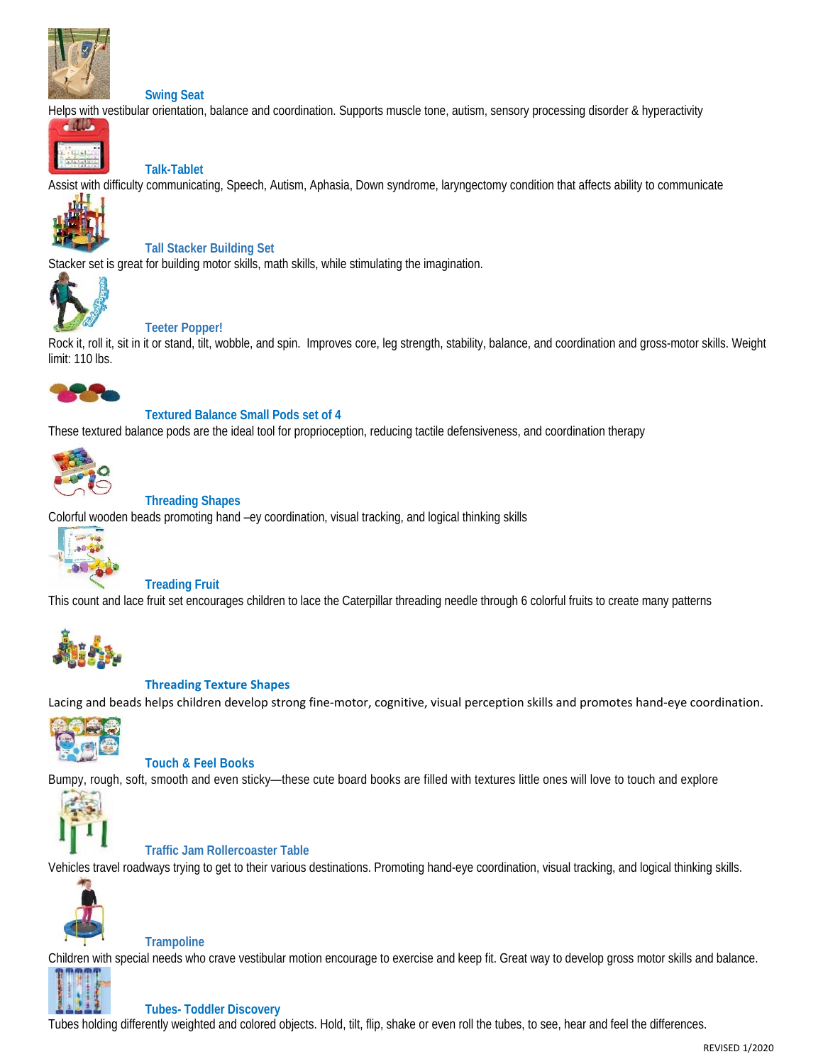### Swing Seat

Helps with vestibular orientation, balance and coordination. Supports muscle tone, autism, sensory processing disorder & hyperactivity

### Talk-Tablet

Assist with difficulty communicating, Speech, Autism, Aphasia, Down syndrome, laryngectomy condition that affects ability to communicate

### Tall Stacker Building Set

Stacker set is great for building motor skills, math skills, while stimulating the imagination.

### Teeter Popper!

Rock it, roll it, sit in it or stand, tilt, wobble, and spin. Improves core, leg strength, stability, balance, and coordination and gross-motor skills. Weight limit: 110 lbs.

### Textured Balance Small Pods set of 4

These textured balance pods are the ideal tool for proprioception, reducing tactile defensiveness, and coordination therapy

### Threading Shapes

Colorful wooden beads promoting hand –ey coordination, visual tracking, and logical thinking skills

### Treading Fruit

This count and lace fruit set encourages children to lace the Caterpillar threading needle through 6 colorful fruits to create many patterns

### Threading Texture Shapes

Lacing and beads helps children develop strong fine-motor, cognitive, visual perception skills and promotes hand-eye coordination.

### Touch & Feel Books

Bumpy, rough, soft, smooth and even sticky—these cute board books are filled with textures little ones will love to touch and explore

### Traffic Jam Rollercoaster Table

Vehicles travel roadways trying to get to their various destinations. Promoting hand-eye coordination, visual tracking, and logical thinking skills.

### Trampoline

Children with special needs who crave vestibular motion encourage to exercise and keep fit. Great way to develop gross motor skills and balance.

### Tubes- Toddler Discovery

Tubes holding differently weighted and colored objects. Hold, tilt, flip, shake or even roll the tubes, to see, hear and feel the differences.

REVISED 1/2020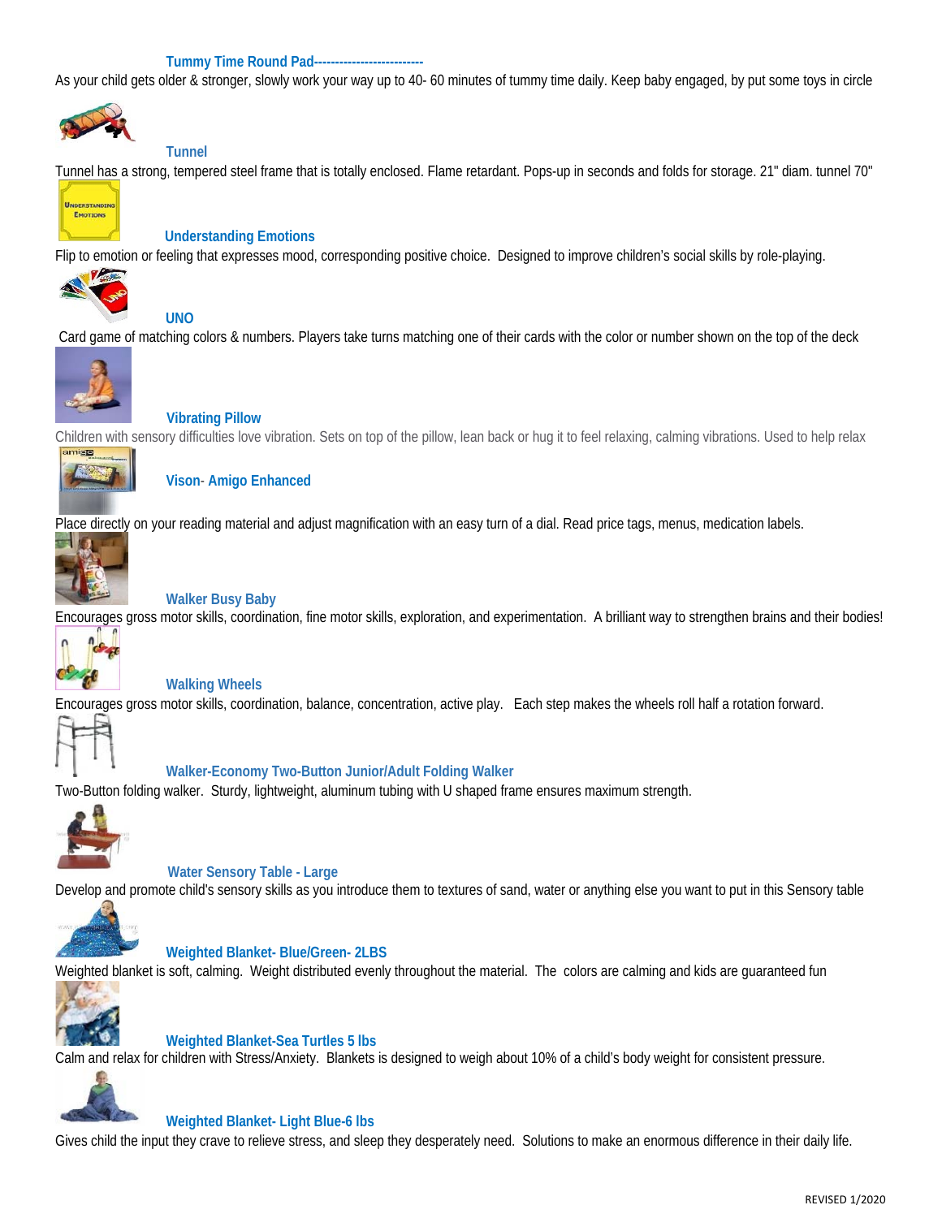### Tummy Time Round Pad-------------------------

As your child gets older & stronger, slowly work your way up to 40- 60 minutes of tummy time daily. Keep baby engaged, by put some toys in circle

### Tunnel

Tunnel has a strong, tempered steel frame that is totally enclosed. Flame retardant. Pops-up in seconds and folds for storage. 21" diam. tunnel 70"

### Understanding Emotions

Flip to emotion or feeling that expresses mood, corresponding positive choice. Designed to improve children's social skills by role-playing.

### UNO

Card game of matching colors & numbers. Players take turns matching one of their cards with the color or number shown on the top of the deck

### Vibrating Pillow

Children with sensory difficulties love vibration. Sets on top of the pillow, lean back or hug it to feel relaxing, calming vibrations. Used to help relax

### Vison- Amigo Enhanced

Place directly on your reading material and adjust magnification with an easy turn of a dial. Read price tags, menus, medication labels.

### Walker Busy Baby

Encourages gross motor skills, coordination, fine motor skills, exploration, and experimentation. A brilliant way to strengthen brains and their bodies!

### Walking Wheels

Encourages gross motor skills, coordination, balance, concentration, active play. Each step makes the wheels roll half a rotation forward.

### Walker-Economy Two-Button Junior/Adult Folding Walker

Two-Button folding walker. Sturdy, lightweight, aluminum tubing with U shaped frame ensures maximum strength.

### Water Sensory Table - Large

Develop and promote child's sensory skills as you introduce them to textures of sand, water or anything else you want to put in this Sensory table

### Weighted Blanket- Blue/Green- 2LBS

Weighted blanket is soft, calming. Weight distributed evenly throughout the material. The colors are calming and kids are guaranteed fun

### Weighted Blanket-Sea Turtles 5 lbs

Calm and relax for children with Stress/Anxiety. Blankets is designed to weigh about 10% of a child's body weight for consistent pressure.

### Weighted Blanket- Light Blue-6 lbs

Gives child the input they crave to relieve stress, and sleep they desperately need. Solutions to make an enormous difference in their daily life.

REVISED 1/2020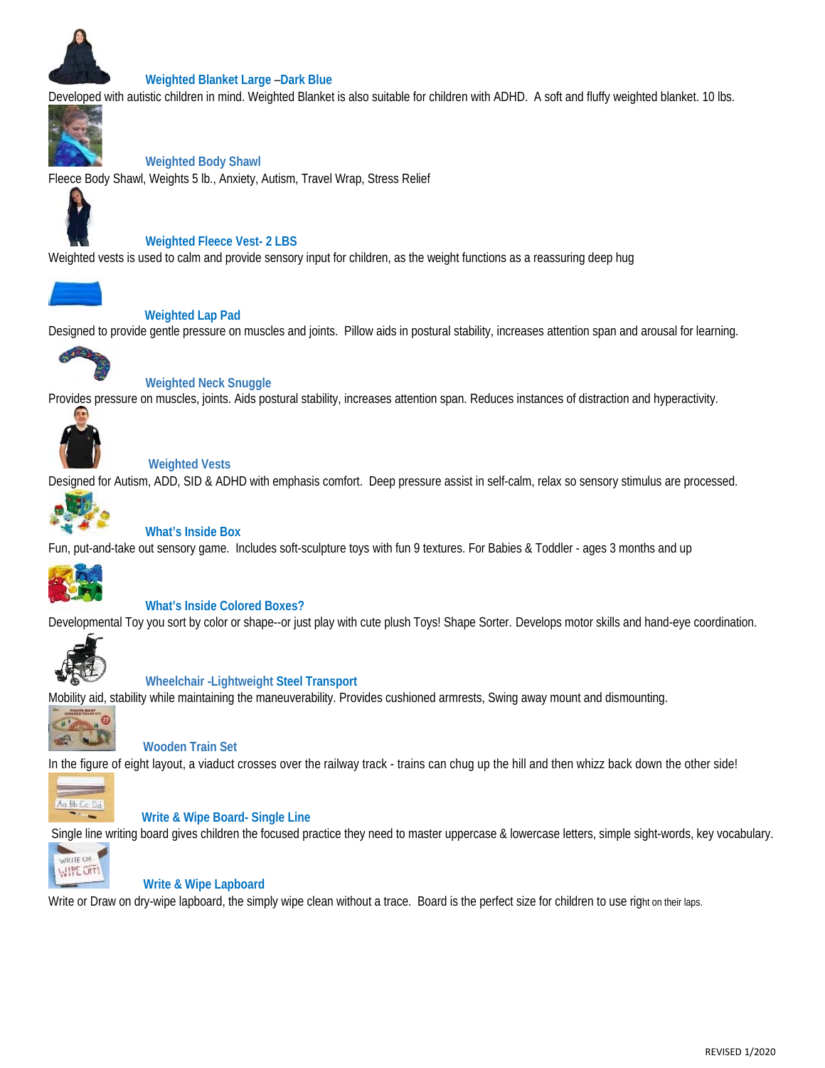**Weighted Blanket Large –Dark Blue**

Developed with autistic children in mind. Weighted Blanket is also suitable for children with ADHD. A soft and fluffy weighted blanket. 10 lbs.

**Weighted Body Shawl**

Fleece Body Shawl, Weights 5 lb., Anxiety, Autism, Travel Wrap, Stress Relief

**Weighted Fleece Vest- 2 LBS**

Weighted vests is used to calm and provide sensory input for children, as the weight functions as a reassuring deep hug

**Weighted Lap Pad**

Designed to provide gentle pressure on muscles and joints. Pillow aids in postural stability, increases attention span and arousal for learning.

**Weighted Neck Snuggle**

Provides pressure on muscles, joints. Aids postural stability, increases attention span. Reduces instances of distraction and hyperactivity.

**Weighted Vests**

Designed for Autism, ADD, SID & ADHD with emphasis comfort. Deep pressure assist in self-calm, relax so sensory stimulus are processed.

**What's Inside Box**

Fun, put-and-take out sensory game. Includes soft-sculpture toys with fun 9 textures. For Babies & Toddler - ages 3 months and up

**What's Inside Colored Boxes?**

Developmental Toy you sort by color or shape--or just play with cute plush Toys! Shape Sorter. Develops motor skills and hand-eye coordination.

**Wheelchair -Lightweight Steel Transport**

Mobility aid, stability while maintaining the maneuverability. Provides cushioned armrests, Swing away mount and dismounting.

**Wooden Train Set**

In the figure of eight layout, a viaduct crosses over the railway track - trains can chug up the hill and then whizz back down the other side!

**Write & Wipe Board- Single Line**

Single line writing board gives children the focused practice they need to master uppercase & lowercase letters, simple sight-words, key vocabulary.

**Write & Wipe Lapboard**

Write or Draw on dry-wipe lapboard, the simply wipe clean without a trace. Board is the perfect size for children to use right on their laps.

REVISED 1/2020